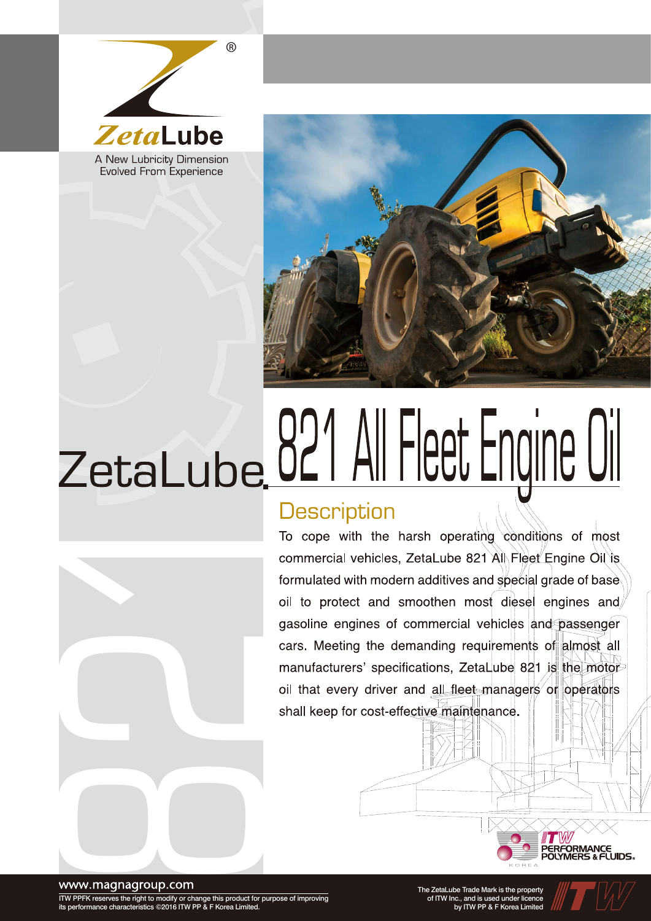ZetaLube

A New Lubricity Dimension
Evolved From Experience

# ZetaLube 821 All Fleet Engine Oil

## Description

To cope with the harsh operating conditions of most commercial vehicles, ZetaLube 821 All Fleet Engine Oil is formulated with modern additives and special grade of base oil to protect and smoothen most diesel engines and gasoline engines of commercial vehicles and passenger cars. Meeting the demanding requirements of almost all manufacturers' specifications, ZetaLube 821 is the motor oil that every driver and all fleet managers or operators shall keep for cost-effective maintenance.

ITW PERFORMANCE POLYMERS & FLUIDS. KOREA

www.magnagroup.com

ITW PPFK reserves the right to modify or change this product for purpose of improving its performance characteristics ©2016 ITW PP & F Korea Limited.

The ZetaLube Trade Mark is the property of ITW Inc., and is used under licence by ITW PP & F Korea Limited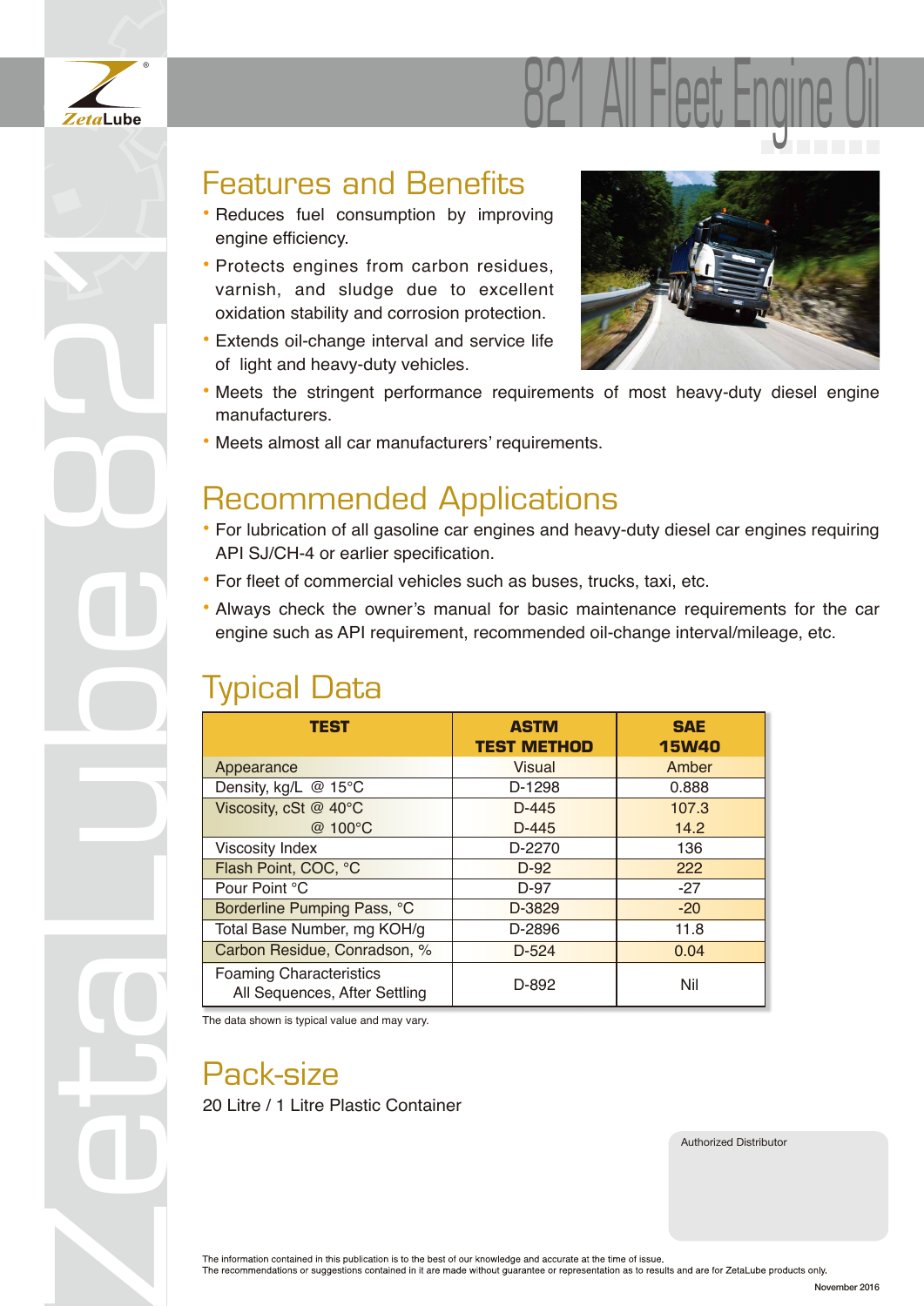# 821 All Fleet Engine Oil

## Features and Benefits

- Reduces fuel consumption by improving engine efficiency.
- Protects engines from carbon residues, varnish, and sludge due to excellent oxidation stability and corrosion protection.
- Extends oil-change interval and service life of light and heavy-duty vehicles.
- Meets the stringent performance requirements of most heavy-duty diesel engine manufacturers.
- Meets almost all car manufacturers' requirements.

## Recommended Applications

- For lubrication of all gasoline car engines and heavy-duty diesel car engines requiring API SJ/CH-4 or earlier specification.
- For fleet of commercial vehicles such as buses, trucks, taxi, etc.
- Always check the owner's manual for basic maintenance requirements for the car engine such as API requirement, recommended oil-change interval/mileage, etc.

## Typical Data

| TEST | ASTM TEST METHOD | SAE 15W40 |
|---|---|---|
| Appearance | Visual | Amber |
| Density, kg/L @ 15°C | D-1298 | 0.888 |
| Viscosity, cSt @ 40°C | D-445 | 107.3 |
| @ 100°C | D-445 | 14.2 |
| Viscosity Index | D-2270 | 136 |
| Flash Point, COC, °C | D-92 | 222 |
| Pour Point °C | D-97 | -27 |
| Borderline Pumping Pass, °C | D-3829 | -20 |
| Total Base Number, mg KOH/g | D-2896 | 11.8 |
| Carbon Residue, Conradson, % | D-524 | 0.04 |
| Foaming Characteristics All Sequences, After Settling | D-892 | Nil |

The data shown is typical value and may vary.

## Pack-size

20 Litre / 1 Litre Plastic Container

Authorized Distributor

The information contained in this publication is to the best of our knowledge and accurate at the time of issue.
The recommendations or suggestions contained in it are made without guarantee or representation as to results and are for ZetaLube products only.

November 2016